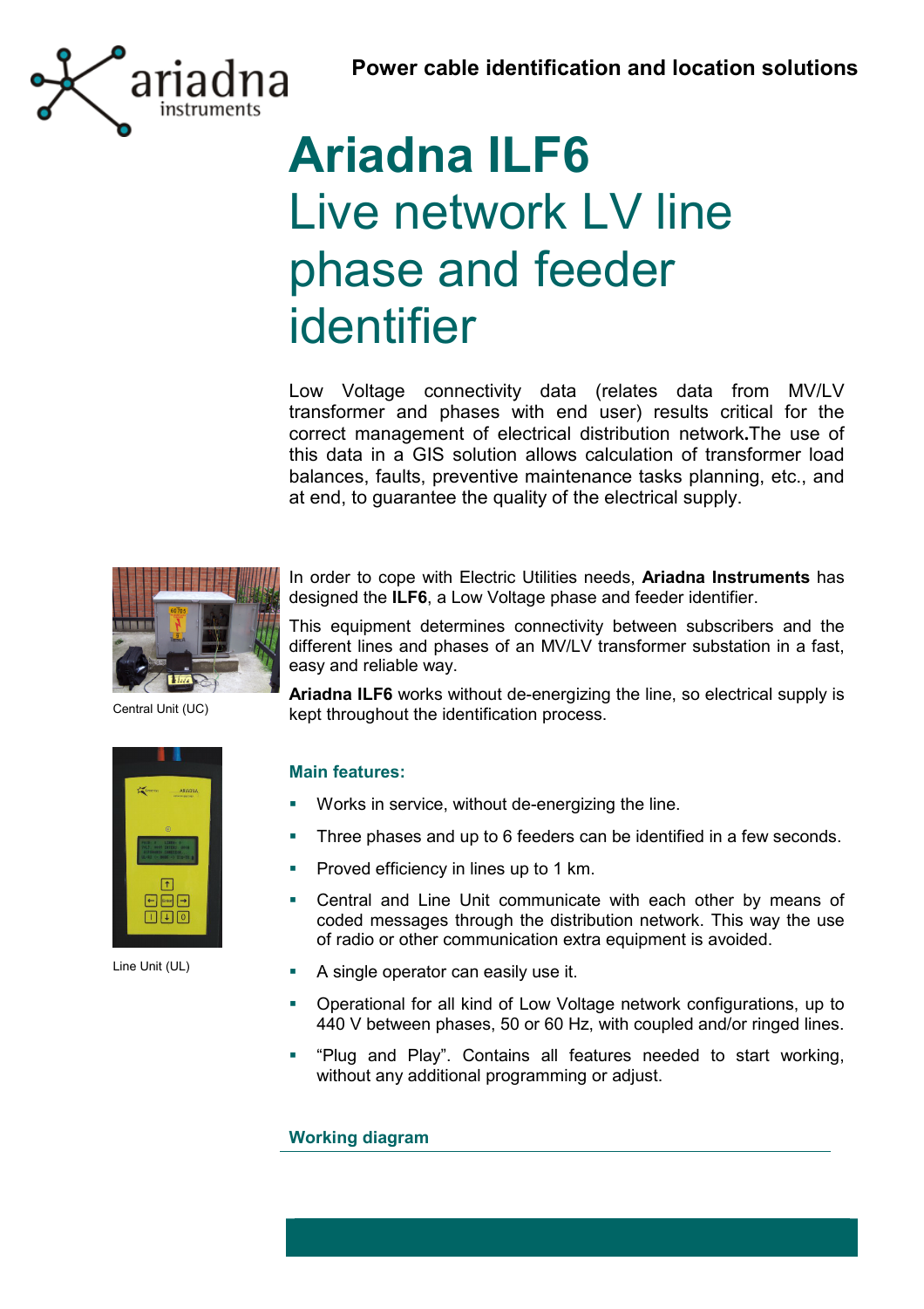ariadna instruments

**Power cable identification and location solutions**

# Ariadna ILF6

## Live network LV line phase and feeder identifier

Low Voltage connectivity data (relates data from MV/LV transformer and phases with end user) results critical for the correct management of electrical distribution network**.**The use of this data in a GIS solution allows calculation of transformer load balances, faults, preventive maintenance tasks planning, etc., and at end, to guarantee the quality of the electrical supply.

Central Unit (UC)

In order to cope with Electric Utilities needs, **Ariadna Instruments** has designed the **ILF6**, a Low Voltage phase and feeder identifier.

This equipment determines connectivity between subscribers and the different lines and phases of an MV/LV transformer substation in a fast, easy and reliable way.

**Ariadna ILF6** works without de-energizing the line, so electrical supply is kept throughout the identification process.

Line Unit (UL)

### Main features:

- Works in service, without de-energizing the line.
- Three phases and up to 6 feeders can be identified in a few seconds.
- Proved efficiency in lines up to 1 km.
- Central and Line Unit communicate with each other by means of coded messages through the distribution network. This way the use of radio or other communication extra equipment is avoided.
- A single operator can easily use it.
- Operational for all kind of Low Voltage network configurations, up to 440 V between phases, 50 or 60 Hz, with coupled and/or ringed lines.
- "Plug and Play". Contains all features needed to start working, without any additional programming or adjust.

### Working diagram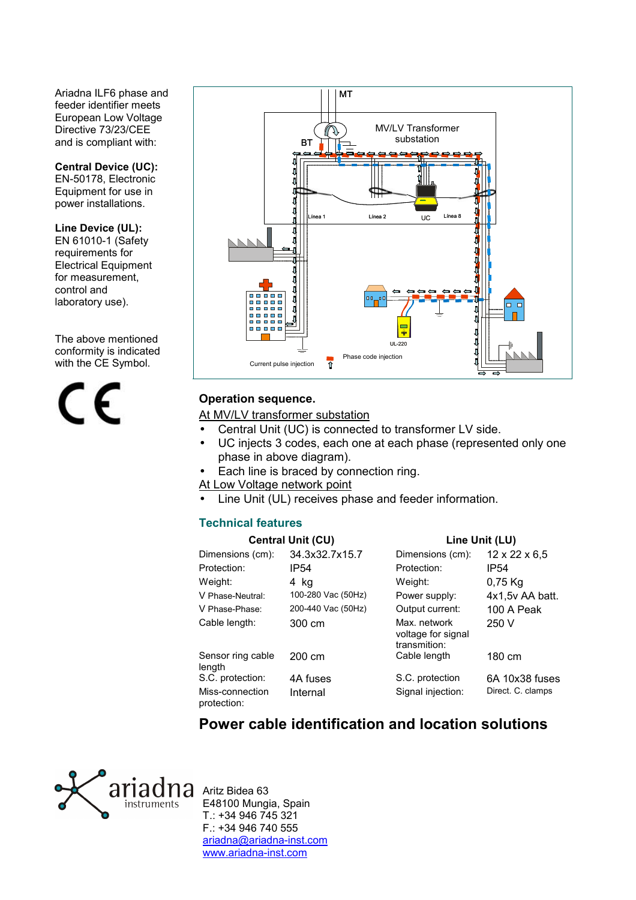Ariadna ILF6 phase and feeder identifier meets European Low Voltage Directive 73/23/CEE and is compliant with:

**Central Device (UC):** EN-50178, Electronic Equipment for use in power installations.

**Line Device (UL):** EN 61010-1 (Safety requirements for Electrical Equipment for measurement, control and laboratory use).

The above mentioned conformity is indicated with the CE Symbol.

MT

MV/LV Transformer substation

BT

Línea 1

Línea 2

UC

Línea 8

UL-220

Current pulse injection

Phase code injection

**Operation sequence.**

At MV/LV transformer substation

- Central Unit (UC) is connected to transformer LV side.
- UC injects 3 codes, each one at each phase (represented only one phase in above diagram).
- Each line is braced by connection ring.

At Low Voltage network point

- Line Unit (UL) receives phase and feeder information.

## Technical features

| Central Unit (CU) | | Line Unit (LU) | |
|---|---|---|---|
| Dimensions (cm): | 34.3x32.7x15.7 | Dimensions (cm): | 12 x 22 x 6,5 |
| Protection: | IP54 | Protection: | IP54 |
| Weight: | 4 kg | Weight: | 0,75 Kg |
| V Phase-Neutral: | 100-280 Vac (50Hz) | Power supply: | 4x1,5v AA batt. |
| V Phase-Phase: | 200-440 Vac (50Hz) | Output current: | 100 A Peak |
| Cable length: | 300 cm | Max. network voltage for signal transmition: | 250 V |
| Sensor ring cable length | 200 cm | Cable length | 180 cm |
| S.C. protection: | 4A fuses | S.C. protection | 6A 10x38 fuses |
| Miss-connection protection: | Internal | Signal injection: | Direct. C. clamps |

## Power cable identification and location solutions

ariadna instruments

Aritz Bidea 63
E48100 Mungia, Spain
T.: +34 946 745 321
F.: +34 946 740 555
ariadna@ariadna-inst.com
www.ariadna-inst.com